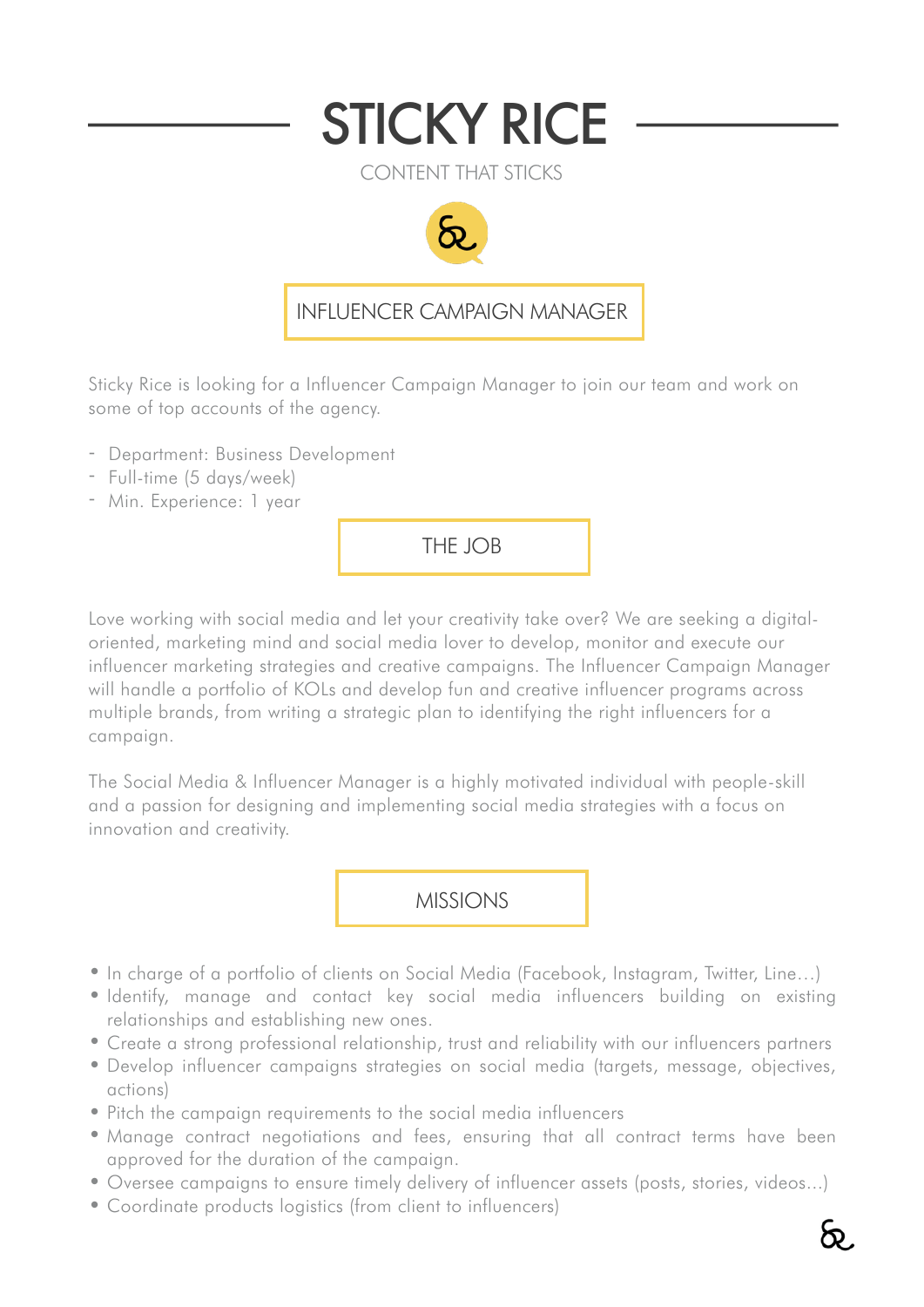# STICKY RICE

CONTENT THAT STICKS

## INFLUENCER CAMPAIGN MANAGER

Sticky Rice is looking for a Influencer Campaign Manager to join our team and work on some of top accounts of the agency.

- Department: Business Development
- Full-time (5 days/week)
- Min. Experience: 1 year

## THE JOB

Love working with social media and let your creativity take over? We are seeking a digital-oriented, marketing mind and social media lover to develop, monitor and execute our influencer marketing strategies and creative campaigns. The Influencer Campaign Manager will handle a portfolio of KOLs and develop fun and creative influencer programs across multiple brands, from writing a strategic plan to identifying the right influencers for a campaign.

The Social Media & Influencer Manager is a highly motivated individual with people-skill and a passion for designing and implementing social media strategies with a focus on innovation and creativity.

## MISSIONS

- In charge of a portfolio of clients on Social Media (Facebook, Instagram, Twitter, Line…)
- Identify, manage and contact key social media influencers building on existing relationships and establishing new ones.
- Create a strong professional relationship, trust and reliability with our influencers partners
- Develop influencer campaigns strategies on social media (targets, message, objectives, actions)
- Pitch the campaign requirements to the social media influencers
- Manage contract negotiations and fees, ensuring that all contract terms have been approved for the duration of the campaign.
- Oversee campaigns to ensure timely delivery of influencer assets (posts, stories, videos…)
- Coordinate products logistics (from client to influencers)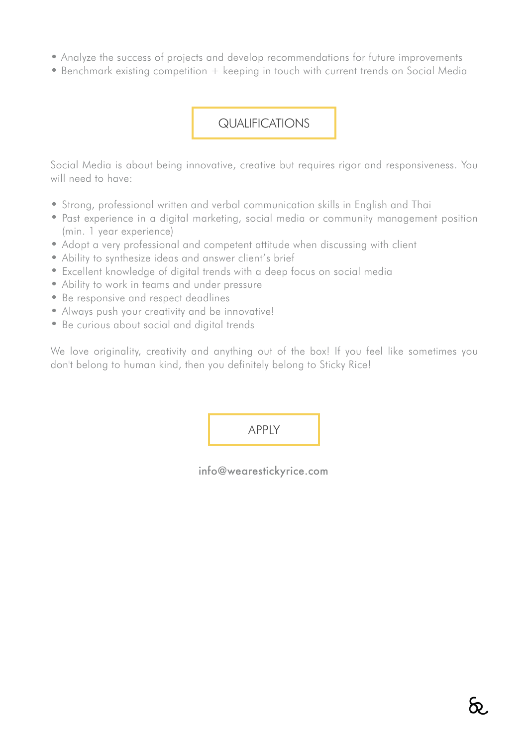- Analyze the success of projects and develop recommendations for future improvements
- Benchmark existing competition + keeping in touch with current trends on Social Media

## QUALIFICATIONS

Social Media is about being innovative, creative but requires rigor and responsiveness. You will need to have:

- Strong, professional written and verbal communication skills in English and Thai
- Past experience in a digital marketing, social media or community management position (min. 1 year experience)
- Adopt a very professional and competent attitude when discussing with client
- Ability to synthesize ideas and answer client's brief
- Excellent knowledge of digital trends with a deep focus on social media
- Ability to work in teams and under pressure
- Be responsive and respect deadlines
- Always push your creativity and be innovative!
- Be curious about social and digital trends

We love originality, creativity and anything out of the box! If you feel like sometimes you don't belong to human kind, then you definitely belong to Sticky Rice!

## APPLY

info@wearestickyrice.com